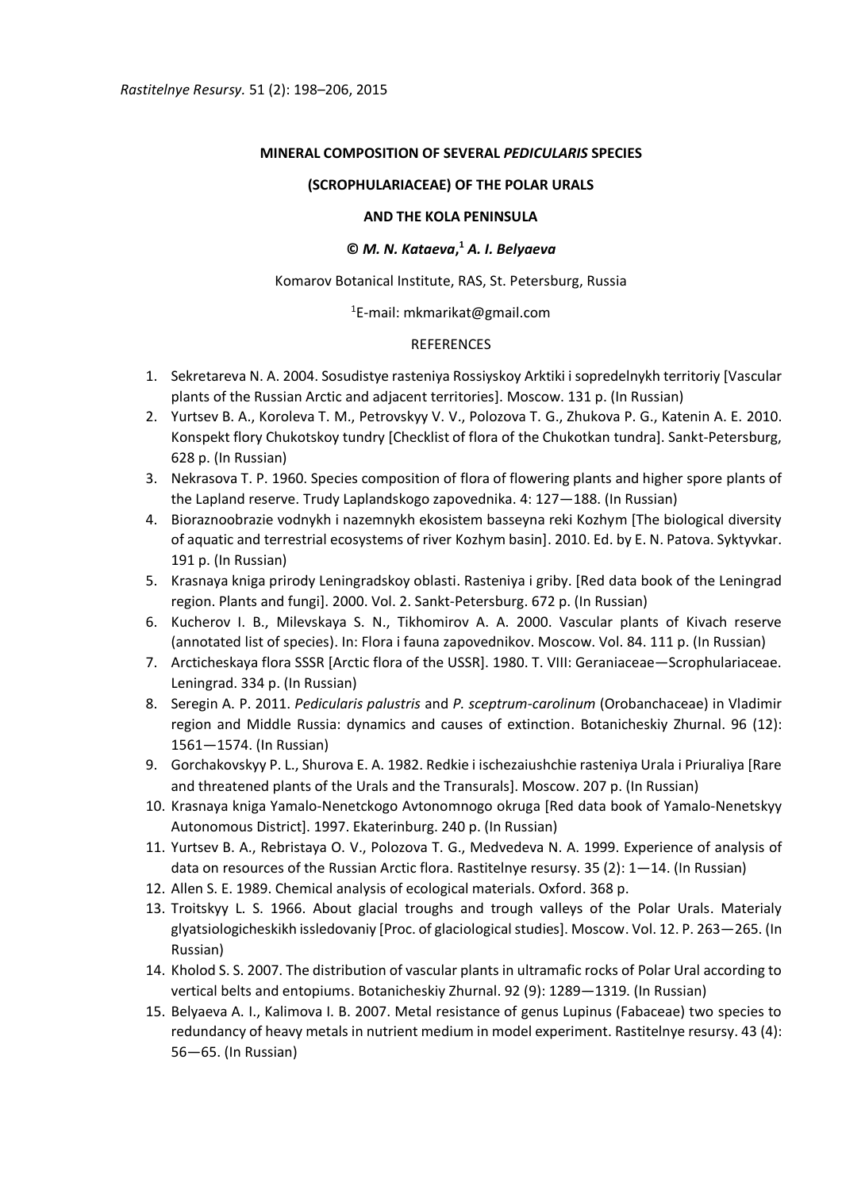*Rastitelnye Resursy.* 51 (2): 198–206, 2015

# MINERAL COMPOSITION OF SEVERAL *PEDICULARIS* SPECIES (SCROPHULARIACEAE) OF THE POLAR URALS AND THE KOLA PENINSULA

**© *M. N. Kataeva*,[1] *A. I. Belyaeva***

Komarov Botanical Institute, RAS, St. Petersburg, Russia

[1]E-mail: mkmarikat@gmail.com

## REFERENCES

1. Sekretareva N. A. 2004. Sosudistye rasteniya Rossiyskoy Arktiki i sopredelnykh territoriy [Vascular plants of the Russian Arctic and adjacent territories]. Moscow. 131 p. (In Russian)
2. Yurtsev B. A., Koroleva T. M., Petrovskyy V. V., Polozova T. G., Zhukova P. G., Katenin A. E. 2010. Konspekt flory Chukotskoy tundry [Checklist of flora of the Chukotkan tundra]. Sankt-Petersburg, 628 p. (In Russian)
3. Nekrasova T. P. 1960. Species composition of flora of flowering plants and higher spore plants of the Lapland reserve. Trudy Laplandskogo zapovednika. 4: 127—188. (In Russian)
4. Bioraznoobrazie vodnykh i nazemnykh ekosistem basseyna reki Kozhym [The biological diversity of aquatic and terrestrial ecosystems of river Kozhym basin]. 2010. Ed. by E. N. Patova. Syktyvkar. 191 p. (In Russian)
5. Krasnaya kniga prirody Leningradskoy oblasti. Rasteniya i griby. [Red data book of the Leningrad region. Plants and fungi]. 2000. Vol. 2. Sankt-Petersburg. 672 p. (In Russian)
6. Kucherov I. B., Milevskaya S. N., Tikhomirov A. A. 2000. Vascular plants of Kivach reserve (annotated list of species). In: Flora i fauna zapovednikov. Moscow. Vol. 84. 111 p. (In Russian)
7. Arcticheskaya flora SSSR [Arctic flora of the USSR]. 1980. T. VIII: Geraniaceae—Scrophulariaceae. Leningrad. 334 p. (In Russian)
8. Seregin A. P. 2011. *Pedicularis palustris* and *P. sceptrum-carolinum* (Orobanchaceae) in Vladimir region and Middle Russia: dynamics and causes of extinction. Botanicheskiy Zhurnal. 96 (12): 1561—1574. (In Russian)
9. Gorchakovskyy P. L., Shurova E. A. 1982. Redkie i ischezaiushchie rasteniya Urala i Priuraliya [Rare and threatened plants of the Urals and the Transurals]. Moscow. 207 p. (In Russian)
10. Krasnaya kniga Yamalo-Nenetckogo Avtonomnogo okruga [Red data book of Yamalo-Nenetskyy Autonomous District]. 1997. Ekaterinburg. 240 p. (In Russian)
11. Yurtsev B. A., Rebristaya O. V., Polozova T. G., Medvedeva N. A. 1999. Experience of analysis of data on resources of the Russian Arctic flora. Rastitelnye resursy. 35 (2): 1—14. (In Russian)
12. Allen S. E. 1989. Chemical analysis of ecological materials. Oxford. 368 p.
13. Troitskyy L. S. 1966. About glacial troughs and trough valleys of the Polar Urals. Materialy glyatsiologicheskikh issledovaniy [Proc. of glaciological studies]. Moscow. Vol. 12. P. 263—265. (In Russian)
14. Kholod S. S. 2007. The distribution of vascular plants in ultramafic rocks of Polar Ural according to vertical belts and entopiums. Botanicheskiy Zhurnal. 92 (9): 1289—1319. (In Russian)
15. Belyaeva A. I., Kalimova I. B. 2007. Metal resistance of genus Lupinus (Fabaceae) two species to redundancy of heavy metals in nutrient medium in model experiment. Rastitelnye resursy. 43 (4): 56—65. (In Russian)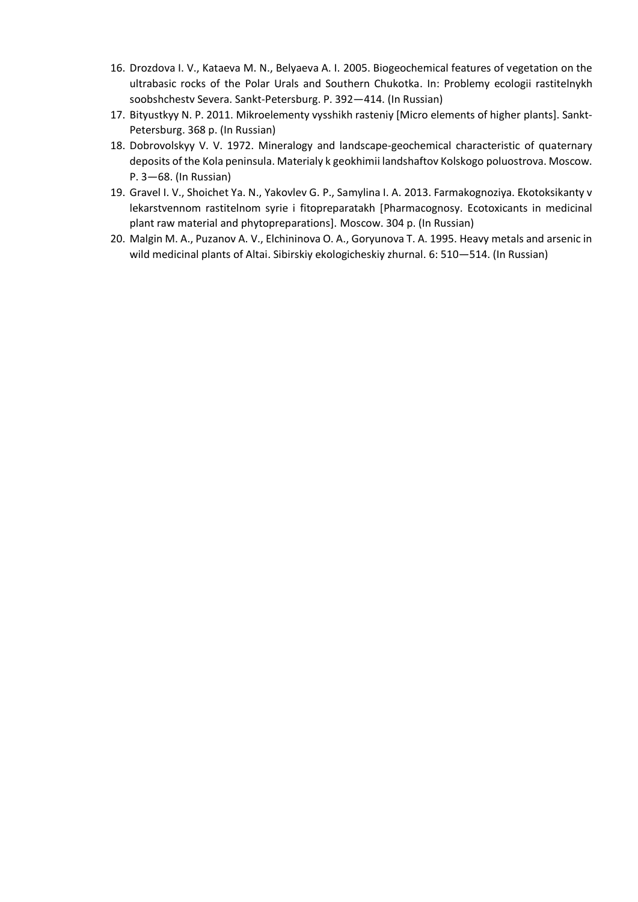16. Drozdova I. V., Kataeva M. N., Belyaeva A. I. 2005. Biogeochemical features of vegetation on the ultrabasic rocks of the Polar Urals and Southern Chukotka. In: Problemy ecologii rastitelnykh soobshchestv Severa. Sankt-Petersburg. P. 392—414. (In Russian)
17. Bityustkyy N. P. 2011. Mikroelementy vysshikh rasteniy [Micro elements of higher plants]. Sankt-Petersburg. 368 p. (In Russian)
18. Dobrovolskyy V. V. 1972. Mineralogy and landscape-geochemical characteristic of quaternary deposits of the Kola peninsula. Materialy k geokhimii landshaftov Kolskogo poluostrova. Moscow. P. 3—68. (In Russian)
19. Gravel I. V., Shoichet Ya. N., Yakovlev G. P., Samylina I. A. 2013. Farmakognoziya. Ekotoksikanty v lekarstvennom rastitelnom syrie i fitopreparatakh [Pharmacognosy. Ecotoxicants in medicinal plant raw material and phytopreparations]. Moscow. 304 p. (In Russian)
20. Malgin M. A., Puzanov A. V., Elchininova O. A., Goryunova T. A. 1995. Heavy metals and arsenic in wild medicinal plants of Altai. Sibirskiy ekologicheskiy zhurnal. 6: 510—514. (In Russian)